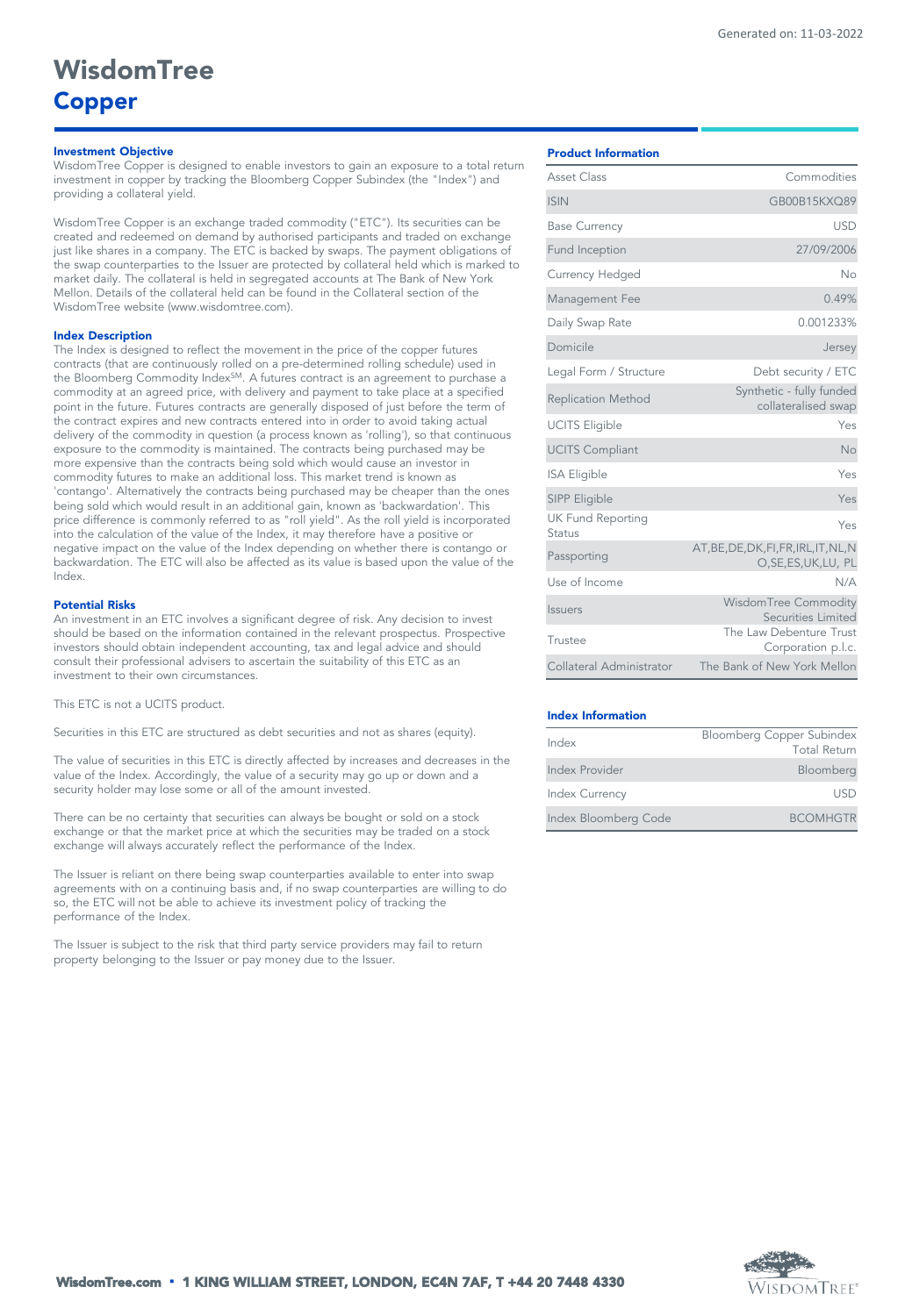Generated on: 11-03-2022

# WisdomTree
## Copper

### Investment Objective

WisdomTree Copper is designed to enable investors to gain an exposure to a total return investment in copper by tracking the Bloomberg Copper Subindex (the "Index") and providing a collateral yield.

WisdomTree Copper is an exchange traded commodity ("ETC"). Its securities can be created and redeemed on demand by authorised participants and traded on exchange just like shares in a company. The ETC is backed by swaps. The payment obligations of the swap counterparties to the Issuer are protected by collateral held which is marked to market daily. The collateral is held in segregated accounts at The Bank of New York Mellon. Details of the collateral held can be found in the Collateral section of the WisdomTree website (www.wisdomtree.com).

### Index Description

The Index is designed to reflect the movement in the price of the copper futures contracts (that are continuously rolled on a pre-determined rolling schedule) used in the Bloomberg Commodity IndexSM. A futures contract is an agreement to purchase a commodity at an agreed price, with delivery and payment to take place at a specified point in the future. Futures contracts are generally disposed of just before the term of the contract expires and new contracts entered into in order to avoid taking actual delivery of the commodity in question (a process known as 'rolling'), so that continuous exposure to the commodity is maintained. The contracts being purchased may be more expensive than the contracts being sold which would cause an investor in commodity futures to make an additional loss. This market trend is known as 'contango'. Alternatively the contracts being purchased may be cheaper than the ones being sold which would result in an additional gain, known as 'backwardation'. This price difference is commonly referred to as "roll yield". As the roll yield is incorporated into the calculation of the value of the Index, it may therefore have a positive or negative impact on the value of the Index depending on whether there is contango or backwardation. The ETC will also be affected as its value is based upon the value of the Index.

### Potential Risks

An investment in an ETC involves a significant degree of risk. Any decision to invest should be based on the information contained in the relevant prospectus. Prospective investors should obtain independent accounting, tax and legal advice and should consult their professional advisers to ascertain the suitability of this ETC as an investment to their own circumstances.

This ETC is not a UCITS product.

Securities in this ETC are structured as debt securities and not as shares (equity).

The value of securities in this ETC is directly affected by increases and decreases in the value of the Index. Accordingly, the value of a security may go up or down and a security holder may lose some or all of the amount invested.

There can be no certainty that securities can always be bought or sold on a stock exchange or that the market price at which the securities may be traded on a stock exchange will always accurately reflect the performance of the Index.

The Issuer is reliant on there being swap counterparties available to enter into swap agreements with on a continuing basis and, if no swap counterparties are willing to do so, the ETC will not be able to achieve its investment policy of tracking the performance of the Index.

The Issuer is subject to the risk that third party service providers may fail to return property belonging to the Issuer or pay money due to the Issuer.

### Product Information

| | |
|---|---|
| Asset Class | Commodities |
| ISIN | GB00B15KXQ89 |
| Base Currency | USD |
| Fund Inception | 27/09/2006 |
| Currency Hedged | No |
| Management Fee | 0.49% |
| Daily Swap Rate | 0.001233% |
| Domicile | Jersey |
| Legal Form / Structure | Debt security / ETC |
| Replication Method | Synthetic - fully funded collateralised swap |
| UCITS Eligible | Yes |
| UCITS Compliant | No |
| ISA Eligible | Yes |
| SIPP Eligible | Yes |
| UK Fund Reporting Status | Yes |
| Passporting | AT,BE,DE,DK,FI,FR,IRL,IT,NL,NO,SE,ES,UK,LU, PL |
| Use of Income | N/A |
| Issuers | WisdomTree Commodity Securities Limited |
| Trustee | The Law Debenture Trust Corporation p.l.c. |
| Collateral Administrator | The Bank of New York Mellon |

### Index Information

| | |
|---|---|
| Index | Bloomberg Copper Subindex Total Return |
| Index Provider | Bloomberg |
| Index Currency | USD |
| Index Bloomberg Code | BCOMHGTR |

WisdomTree.com • 1 KING WILLIAM STREET, LONDON, EC4N 7AF, T +44 20 7448 4330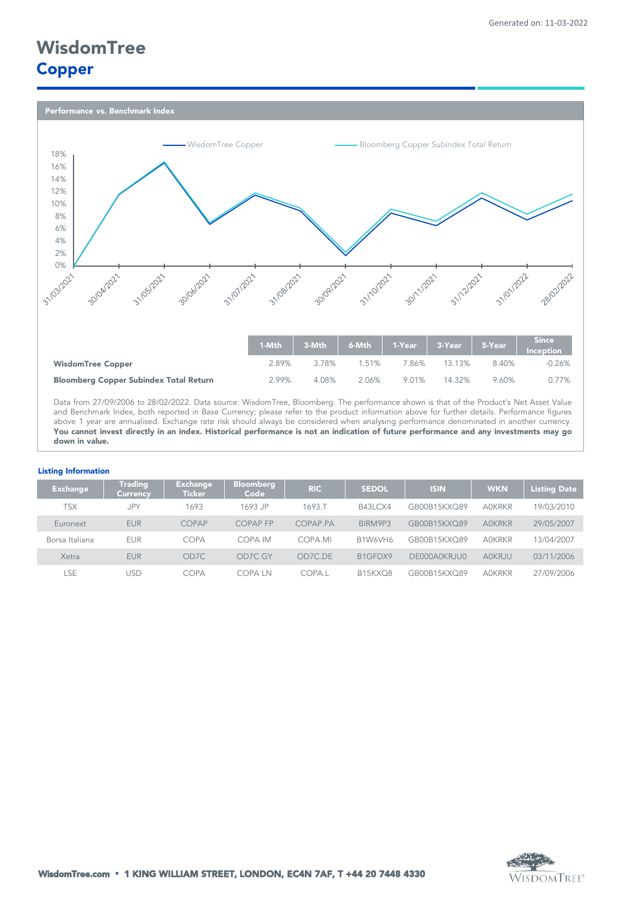Generated on: 11-03-2022

# WisdomTree
## Copper

### Performance vs. Benchmark Index

|  | 1-Mth | 3-Mth | 6-Mth | 1-Year | 3-Year | 5-Year | Since Inception |
|---|---|---|---|---|---|---|---|
| **WisdomTree Copper** | 2.89% | 3.78% | 1.51% | 7.86% | 13.13% | 8.40% | -0.26% |
| **Bloomberg Copper Subindex Total Return** | 2.99% | 4.08% | 2.06% | 9.01% | 14.32% | 9.60% | 0.77% |

Data from 27/09/2006 to 28/02/2022. Data source: WisdomTree, Bloomberg. The performance shown is that of the Product's Net Asset Value and Benchmark Index, both reported in Base Currency; please refer to the product information above for further details. Performance figures above 1 year are annualised. Exchange rate risk should always be considered when analysing performance denominated in another currency. **You cannot invest directly in an index. Historical performance is not an indication of future performance and any investments may go down in value.**

### Listing Information

| Exchange | Trading Currency | Exchange Ticker | Bloomberg Code | RIC | SEDOL | ISIN | WKN | Listing Date |
|---|---|---|---|---|---|---|---|---|
| TSX | JPY | 1693 | 1693 JP | 1693.T | B43LCX4 | GB00B15KXQ89 | A0KRKR | 19/03/2010 |
| Euronext | EUR | COPAP | COPAP FP | COPAP.PA | BIRM9P3 | GB00B15KXQ89 | A0KRKR | 29/05/2007 |
| Borsa Italiana | EUR | COPA | COPA IM | COPA.MI | B1W6VH6 | GB00B15KXQ89 | A0KRKR | 13/04/2007 |
| Xetra | EUR | OD7C | OD7C GY | OD7C.DE | B1GFDX9 | DE000A0KRJU0 | A0KRJU | 03/11/2006 |
| LSE | USD | COPA | COPA LN | COPA.L | B15KXQ8 | GB00B15KXQ89 | A0KRKR | 27/09/2006 |

**WisdomTree.com • 1 KING WILLIAM STREET, LONDON, EC4N 7AF, T +44 20 7448 4330**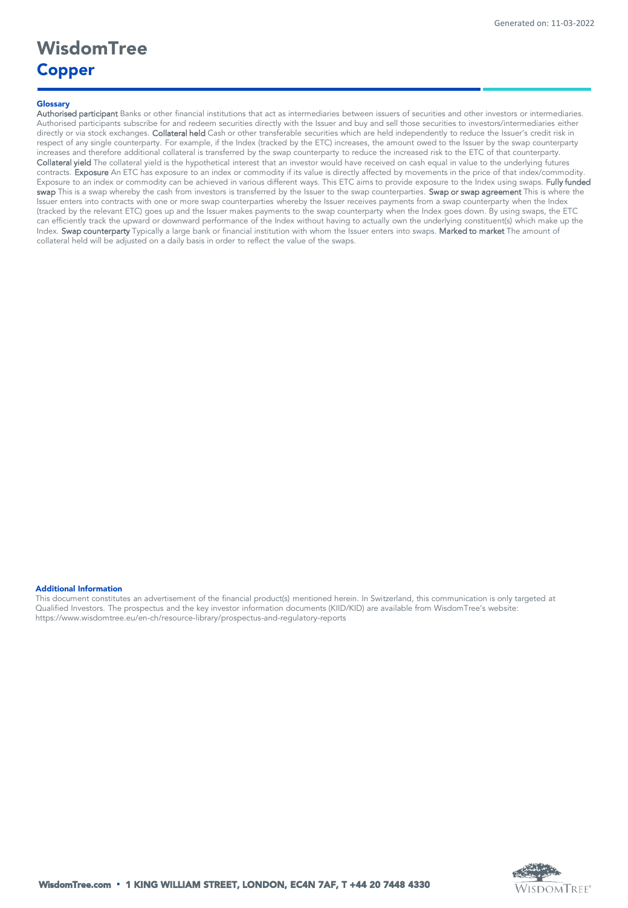# WisdomTree
## Copper

### Glossary

**Authorised participant** Banks or other financial institutions that act as intermediaries between issuers of securities and other investors or intermediaries. Authorised participants subscribe for and redeem securities directly with the Issuer and buy and sell those securities to investors/intermediaries either directly or via stock exchanges. **Collateral held** Cash or other transferable securities which are held independently to reduce the Issuer's credit risk in respect of any single counterparty. For example, if the Index (tracked by the ETC) increases, the amount owed to the Issuer by the swap counterparty increases and therefore additional collateral is transferred by the swap counterparty to reduce the increased risk to the ETC of that counterparty. **Collateral yield** The collateral yield is the hypothetical interest that an investor would have received on cash equal in value to the underlying futures contracts. **Exposure** An ETC has exposure to an index or commodity if its value is directly affected by movements in the price of that index/commodity. Exposure to an index or commodity can be achieved in various different ways. This ETC aims to provide exposure to the Index using swaps. **Fully funded swap** This is a swap whereby the cash from investors is transferred by the Issuer to the swap counterparties. **Swap or swap agreement** This is where the Issuer enters into contracts with one or more swap counterparties whereby the Issuer receives payments from a swap counterparty when the Index (tracked by the relevant ETC) goes up and the Issuer makes payments to the swap counterparty when the Index goes down. By using swaps, the ETC can efficiently track the upward or downward performance of the Index without having to actually own the underlying constituent(s) which make up the Index. **Swap counterparty** Typically a large bank or financial institution with whom the Issuer enters into swaps. **Marked to market** The amount of collateral held will be adjusted on a daily basis in order to reflect the value of the swaps.

### Additional Information

This document constitutes an advertisement of the financial product(s) mentioned herein. In Switzerland, this communication is only targeted at Qualified Investors. The prospectus and the key investor information documents (KIID/KID) are available from WisdomTree's website: https://www.wisdomtree.eu/en-ch/resource-library/prospectus-and-regulatory-reports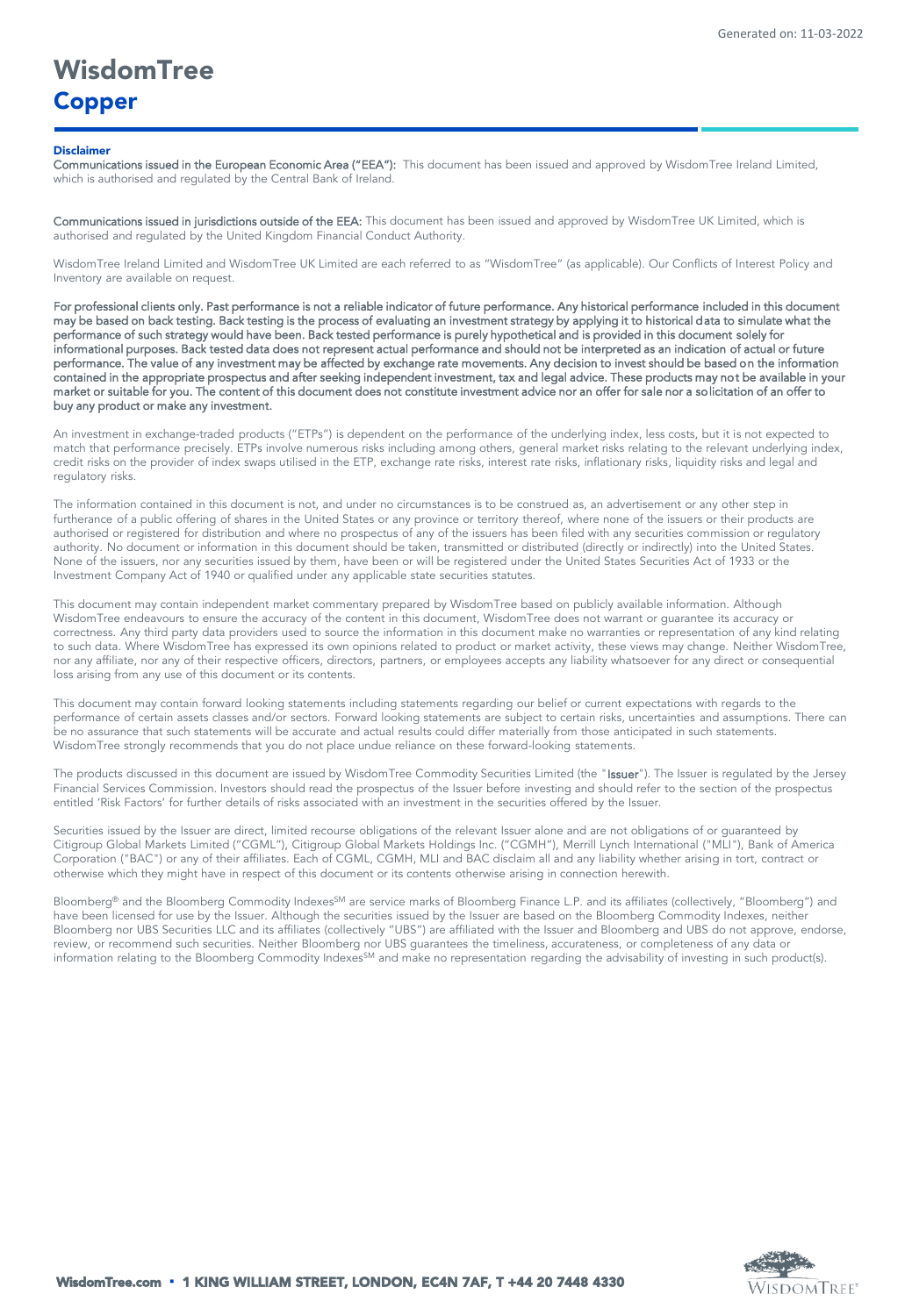# WisdomTree
## Copper

### Disclaimer

**Communications issued in the European Economic Area ("EEA"):** This document has been issued and approved by WisdomTree Ireland Limited, which is authorised and regulated by the Central Bank of Ireland.

**Communications issued in jurisdictions outside of the EEA:** This document has been issued and approved by WisdomTree UK Limited, which is authorised and regulated by the United Kingdom Financial Conduct Authority.

WisdomTree Ireland Limited and WisdomTree UK Limited are each referred to as "WisdomTree" (as applicable). Our Conflicts of Interest Policy and Inventory are available on request.

**For professional clients only. Past performance is not a reliable indicator of future performance. Any historical performance included in this document may be based on back testing. Back testing is the process of evaluating an investment strategy by applying it to historical data to simulate what the performance of such strategy would have been. Back tested performance is purely hypothetical and is provided in this document solely for informational purposes. Back tested data does not represent actual performance and should not be interpreted as an indication of actual or future performance. The value of any investment may be affected by exchange rate movements. Any decision to invest should be based on the information contained in the appropriate prospectus and after seeking independent investment, tax and legal advice. These products may not be available in your market or suitable for you. The content of this document does not constitute investment advice nor an offer for sale nor a solicitation of an offer to buy any product or make any investment.**

An investment in exchange-traded products ("ETPs") is dependent on the performance of the underlying index, less costs, but it is not expected to match that performance precisely. ETPs involve numerous risks including among others, general market risks relating to the relevant underlying index, credit risks on the provider of index swaps utilised in the ETP, exchange rate risks, interest rate risks, inflationary risks, liquidity risks and legal and regulatory risks.

The information contained in this document is not, and under no circumstances is to be construed as, an advertisement or any other step in furtherance of a public offering of shares in the United States or any province or territory thereof, where none of the issuers or their products are authorised or registered for distribution and where no prospectus of any of the issuers has been filed with any securities commission or regulatory authority. No document or information in this document should be taken, transmitted or distributed (directly or indirectly) into the United States. None of the issuers, nor any securities issued by them, have been or will be registered under the United States Securities Act of 1933 or the Investment Company Act of 1940 or qualified under any applicable state securities statutes.

This document may contain independent market commentary prepared by WisdomTree based on publicly available information. Although WisdomTree endeavours to ensure the accuracy of the content in this document, WisdomTree does not warrant or guarantee its accuracy or correctness. Any third party data providers used to source the information in this document make no warranties or representation of any kind relating to such data. Where WisdomTree has expressed its own opinions related to product or market activity, these views may change. Neither WisdomTree, nor any affiliate, nor any of their respective officers, directors, partners, or employees accepts any liability whatsoever for any direct or consequential loss arising from any use of this document or its contents.

This document may contain forward looking statements including statements regarding our belief or current expectations with regards to the performance of certain assets classes and/or sectors. Forward looking statements are subject to certain risks, uncertainties and assumptions. There can be no assurance that such statements will be accurate and actual results could differ materially from those anticipated in such statements. WisdomTree strongly recommends that you do not place undue reliance on these forward-looking statements.

The products discussed in this document are issued by WisdomTree Commodity Securities Limited (the "**Issuer**"). The Issuer is regulated by the Jersey Financial Services Commission. Investors should read the prospectus of the Issuer before investing and should refer to the section of the prospectus entitled 'Risk Factors' for further details of risks associated with an investment in the securities offered by the Issuer.

Securities issued by the Issuer are direct, limited recourse obligations of the relevant Issuer alone and are not obligations of or guaranteed by Citigroup Global Markets Limited ("CGML"), Citigroup Global Markets Holdings Inc. ("CGMH"), Merrill Lynch International ("MLI"), Bank of America Corporation ("BAC") or any of their affiliates. Each of CGML, CGMH, MLI and BAC disclaim all and any liability whether arising in tort, contract or otherwise which they might have in respect of this document or its contents otherwise arising in connection herewith.

Bloomberg® and the Bloomberg Commodity Indexes℠ are service marks of Bloomberg Finance L.P. and its affiliates (collectively, "Bloomberg") and have been licensed for use by the Issuer. Although the securities issued by the Issuer are based on the Bloomberg Commodity Indexes, neither Bloomberg nor UBS Securities LLC and its affiliates (collectively "UBS") are affiliated with the Issuer and Bloomberg and UBS do not approve, endorse, review, or recommend such securities. Neither Bloomberg nor UBS guarantees the timeliness, accurateness, or completeness of any data or information relating to the Bloomberg Commodity Indexes℠ and make no representation regarding the advisability of investing in such product(s).